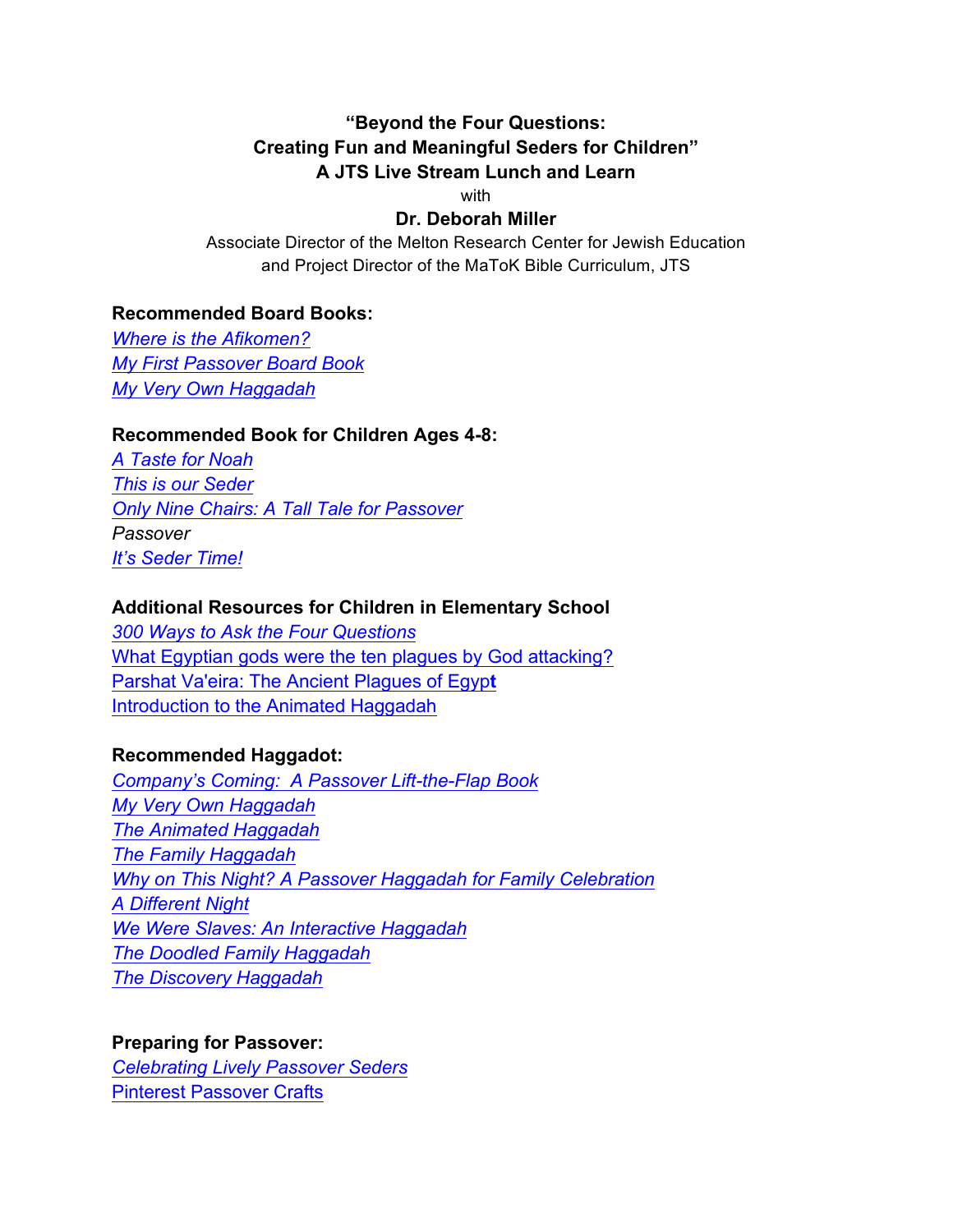**"Beyond the Four Questions:**
**Creating Fun and Meaningful Seders for Children"**
**A JTS Live Stream Lunch and Learn**

with

**Dr. Deborah Miller**

Associate Director of the Melton Research Center for Jewish Education
and Project Director of the MaToK Bible Curriculum, JTS

**Recommended Board Books:**

*Where is the Afikomen?*
*My First Passover Board Book*
*My Very Own Haggadah*

**Recommended Book for Children Ages 4-8:**

*A Taste for Noah*
*This is our Seder*
*Only Nine Chairs: A Tall Tale for Passover*
*Passover*
*It's Seder Time!*

**Additional Resources for Children in Elementary School**

*300 Ways to Ask the Four Questions*
What Egyptian gods were the ten plagues by God attacking?
Parshat Va'eira: The Ancient Plagues of Egypt
Introduction to the Animated Haggadah

**Recommended Haggadot:**

*Company's Coming: A Passover Lift-the-Flap Book*
*My Very Own Haggadah*
*The Animated Haggadah*
*The Family Haggadah*
*Why on This Night? A Passover Haggadah for Family Celebration*
*A Different Night*
*We Were Slaves: An Interactive Haggadah*
*The Doodled Family Haggadah*
*The Discovery Haggadah*

**Preparing for Passover:**

*Celebrating Lively Passover Seders*
Pinterest Passover Crafts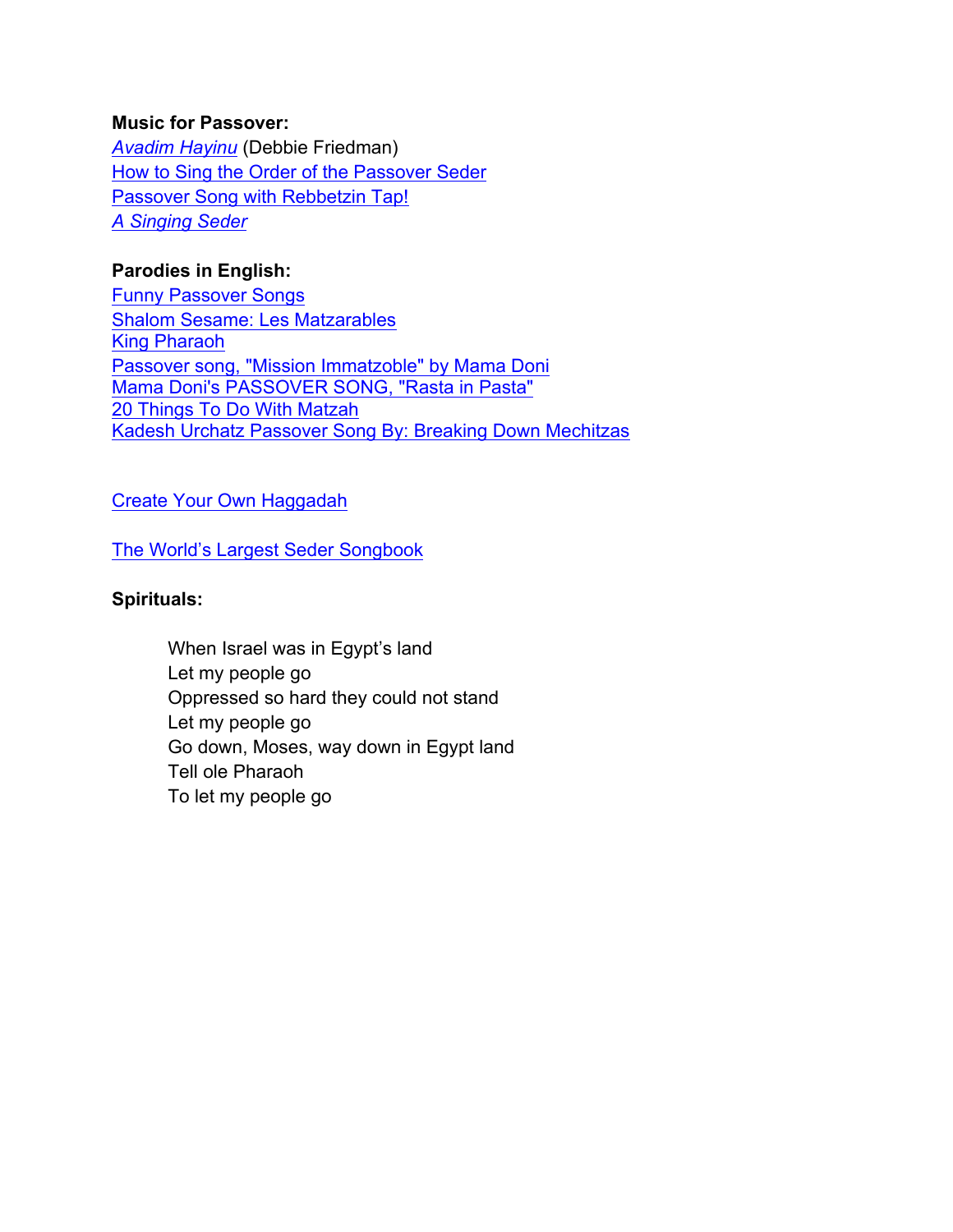**Music for Passover:**
*Avadim Hayinu* (Debbie Friedman)
How to Sing the Order of the Passover Seder
Passover Song with Rebbetzin Tap!
*A Singing Seder*

**Parodies in English:**
Funny Passover Songs
Shalom Sesame: Les Matzarables
King Pharaoh
Passover song, "Mission Immatzoble" by Mama Doni
Mama Doni's PASSOVER SONG, "Rasta in Pasta"
20 Things To Do With Matzah
Kadesh Urchatz Passover Song By: Breaking Down Mechitzas

Create Your Own Haggadah

The World's Largest Seder Songbook

**Spirituals:**

> When Israel was in Egypt's land
> Let my people go
> Oppressed so hard they could not stand
> Let my people go
> Go down, Moses, way down in Egypt land
> Tell ole Pharaoh
> To let my people go